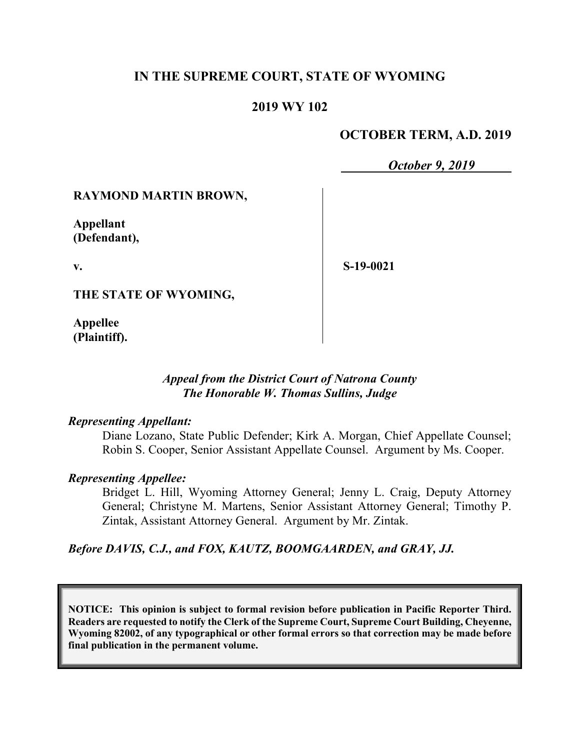# IN THE SUPREME COURT, STATE OF WYOMING

## 2019 WY 102

**OCTOBER TERM, A.D. 2019**

***October 9, 2019***

**RAYMOND MARTIN BROWN,**

**Appellant (Defendant),**

**v.**

**S-19-0021**

**THE STATE OF WYOMING,**

**Appellee (Plaintiff).**

***Appeal from the District Court of Natrona County***
***The Honorable W. Thomas Sullins, Judge***

***Representing Appellant:***

Diane Lozano, State Public Defender; Kirk A. Morgan, Chief Appellate Counsel; Robin S. Cooper, Senior Assistant Appellate Counsel. Argument by Ms. Cooper.

***Representing Appellee:***

Bridget L. Hill, Wyoming Attorney General; Jenny L. Craig, Deputy Attorney General; Christyne M. Martens, Senior Assistant Attorney General; Timothy P. Zintak, Assistant Attorney General. Argument by Mr. Zintak.

***Before DAVIS, C.J., and FOX, KAUTZ, BOOMGAARDEN, and GRAY, JJ.***

**NOTICE: This opinion is subject to formal revision before publication in Pacific Reporter Third. Readers are requested to notify the Clerk of the Supreme Court, Supreme Court Building, Cheyenne, Wyoming 82002, of any typographical or other formal errors so that correction may be made before final publication in the permanent volume.**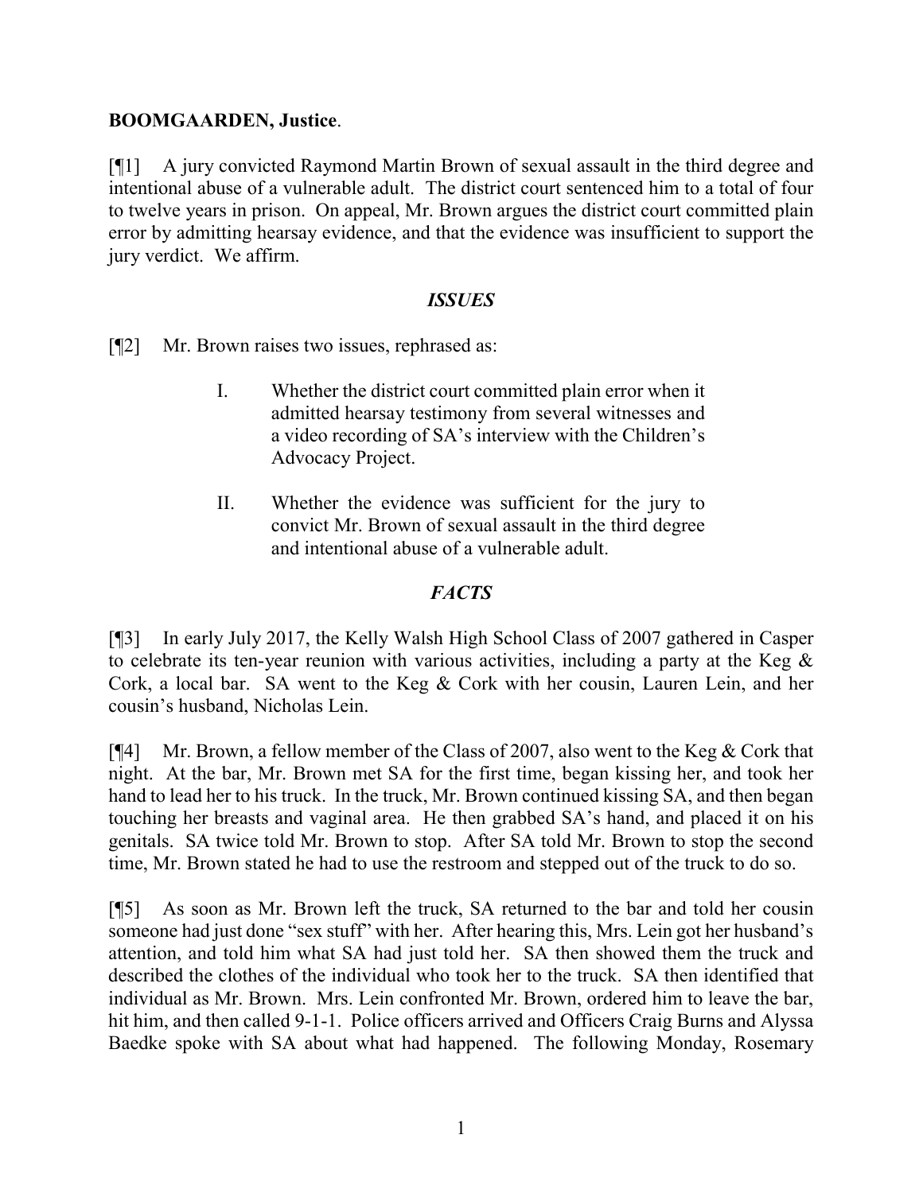**BOOMGAARDEN, Justice**.

[¶1] A jury convicted Raymond Martin Brown of sexual assault in the third degree and intentional abuse of a vulnerable adult. The district court sentenced him to a total of four to twelve years in prison. On appeal, Mr. Brown argues the district court committed plain error by admitting hearsay evidence, and that the evidence was insufficient to support the jury verdict. We affirm.

## *ISSUES*

[¶2] Mr. Brown raises two issues, rephrased as:

> I. Whether the district court committed plain error when it admitted hearsay testimony from several witnesses and a video recording of SA's interview with the Children's Advocacy Project.
>
> II. Whether the evidence was sufficient for the jury to convict Mr. Brown of sexual assault in the third degree and intentional abuse of a vulnerable adult.

## *FACTS*

[¶3] In early July 2017, the Kelly Walsh High School Class of 2007 gathered in Casper to celebrate its ten-year reunion with various activities, including a party at the Keg & Cork, a local bar. SA went to the Keg & Cork with her cousin, Lauren Lein, and her cousin's husband, Nicholas Lein.

[¶4] Mr. Brown, a fellow member of the Class of 2007, also went to the Keg & Cork that night. At the bar, Mr. Brown met SA for the first time, began kissing her, and took her hand to lead her to his truck. In the truck, Mr. Brown continued kissing SA, and then began touching her breasts and vaginal area. He then grabbed SA's hand, and placed it on his genitals. SA twice told Mr. Brown to stop. After SA told Mr. Brown to stop the second time, Mr. Brown stated he had to use the restroom and stepped out of the truck to do so.

[¶5] As soon as Mr. Brown left the truck, SA returned to the bar and told her cousin someone had just done "sex stuff" with her. After hearing this, Mrs. Lein got her husband's attention, and told him what SA had just told her. SA then showed them the truck and described the clothes of the individual who took her to the truck. SA then identified that individual as Mr. Brown. Mrs. Lein confronted Mr. Brown, ordered him to leave the bar, hit him, and then called 9-1-1. Police officers arrived and Officers Craig Burns and Alyssa Baedke spoke with SA about what had happened. The following Monday, Rosemary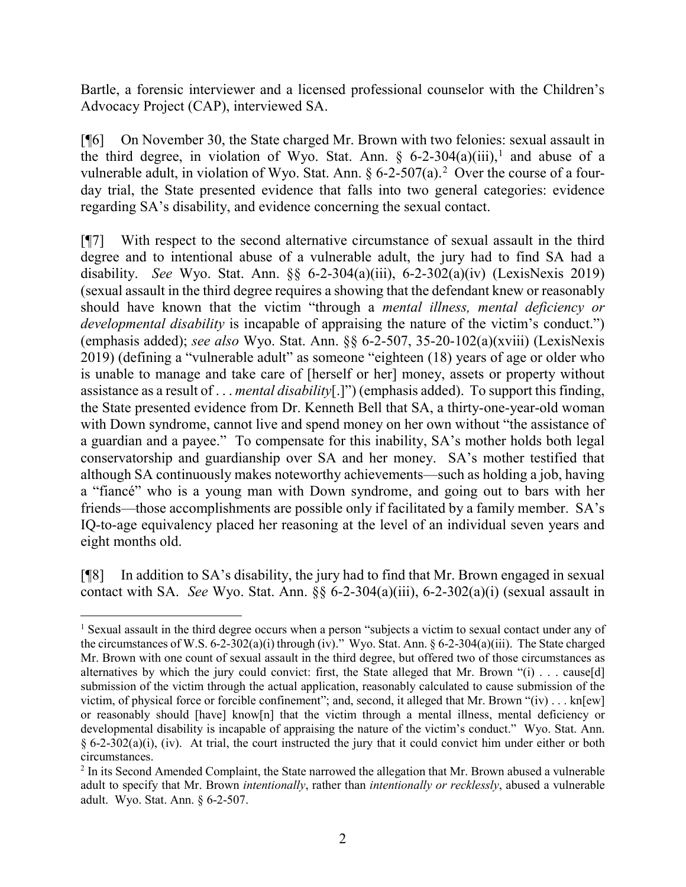Bartle, a forensic interviewer and a licensed professional counselor with the Children's Advocacy Project (CAP), interviewed SA.

[¶6] On November 30, the State charged Mr. Brown with two felonies: sexual assault in the third degree, in violation of Wyo. Stat. Ann. § 6-2-304(a)(iii),[1] and abuse of a vulnerable adult, in violation of Wyo. Stat. Ann. § 6-2-507(a).[2] Over the course of a four-day trial, the State presented evidence that falls into two general categories: evidence regarding SA's disability, and evidence concerning the sexual contact.

[¶7] With respect to the second alternative circumstance of sexual assault in the third degree and to intentional abuse of a vulnerable adult, the jury had to find SA had a disability. *See* Wyo. Stat. Ann. §§ 6-2-304(a)(iii), 6-2-302(a)(iv) (LexisNexis 2019) (sexual assault in the third degree requires a showing that the defendant knew or reasonably should have known that the victim "through a *mental illness, mental deficiency or developmental disability* is incapable of appraising the nature of the victim's conduct.") (emphasis added); *see also* Wyo. Stat. Ann. §§ 6-2-507, 35-20-102(a)(xviii) (LexisNexis 2019) (defining a "vulnerable adult" as someone "eighteen (18) years of age or older who is unable to manage and take care of [herself or her] money, assets or property without assistance as a result of . . . *mental disability*[.]") (emphasis added). To support this finding, the State presented evidence from Dr. Kenneth Bell that SA, a thirty-one-year-old woman with Down syndrome, cannot live and spend money on her own without "the assistance of a guardian and a payee." To compensate for this inability, SA's mother holds both legal conservatorship and guardianship over SA and her money. SA's mother testified that although SA continuously makes noteworthy achievements—such as holding a job, having a "fiancé" who is a young man with Down syndrome, and going out to bars with her friends—those accomplishments are possible only if facilitated by a family member. SA's IQ-to-age equivalency placed her reasoning at the level of an individual seven years and eight months old.

[¶8] In addition to SA's disability, the jury had to find that Mr. Brown engaged in sexual contact with SA. *See* Wyo. Stat. Ann. §§ 6-2-304(a)(iii), 6-2-302(a)(i) (sexual assault in

---

[1] Sexual assault in the third degree occurs when a person "subjects a victim to sexual contact under any of the circumstances of W.S. 6-2-302(a)(i) through (iv)." Wyo. Stat. Ann. § 6-2-304(a)(iii). The State charged Mr. Brown with one count of sexual assault in the third degree, but offered two of those circumstances as alternatives by which the jury could convict: first, the State alleged that Mr. Brown "(i) . . . cause[d] submission of the victim through the actual application, reasonably calculated to cause submission of the victim, of physical force or forcible confinement"; and, second, it alleged that Mr. Brown "(iv) . . . kn[ew] or reasonably should [have] know[n] that the victim through a mental illness, mental deficiency or developmental disability is incapable of appraising the nature of the victim's conduct." Wyo. Stat. Ann. § 6-2-302(a)(i), (iv). At trial, the court instructed the jury that it could convict him under either or both circumstances.

[2] In its Second Amended Complaint, the State narrowed the allegation that Mr. Brown abused a vulnerable adult to specify that Mr. Brown *intentionally*, rather than *intentionally or recklessly*, abused a vulnerable adult. Wyo. Stat. Ann. § 6-2-507.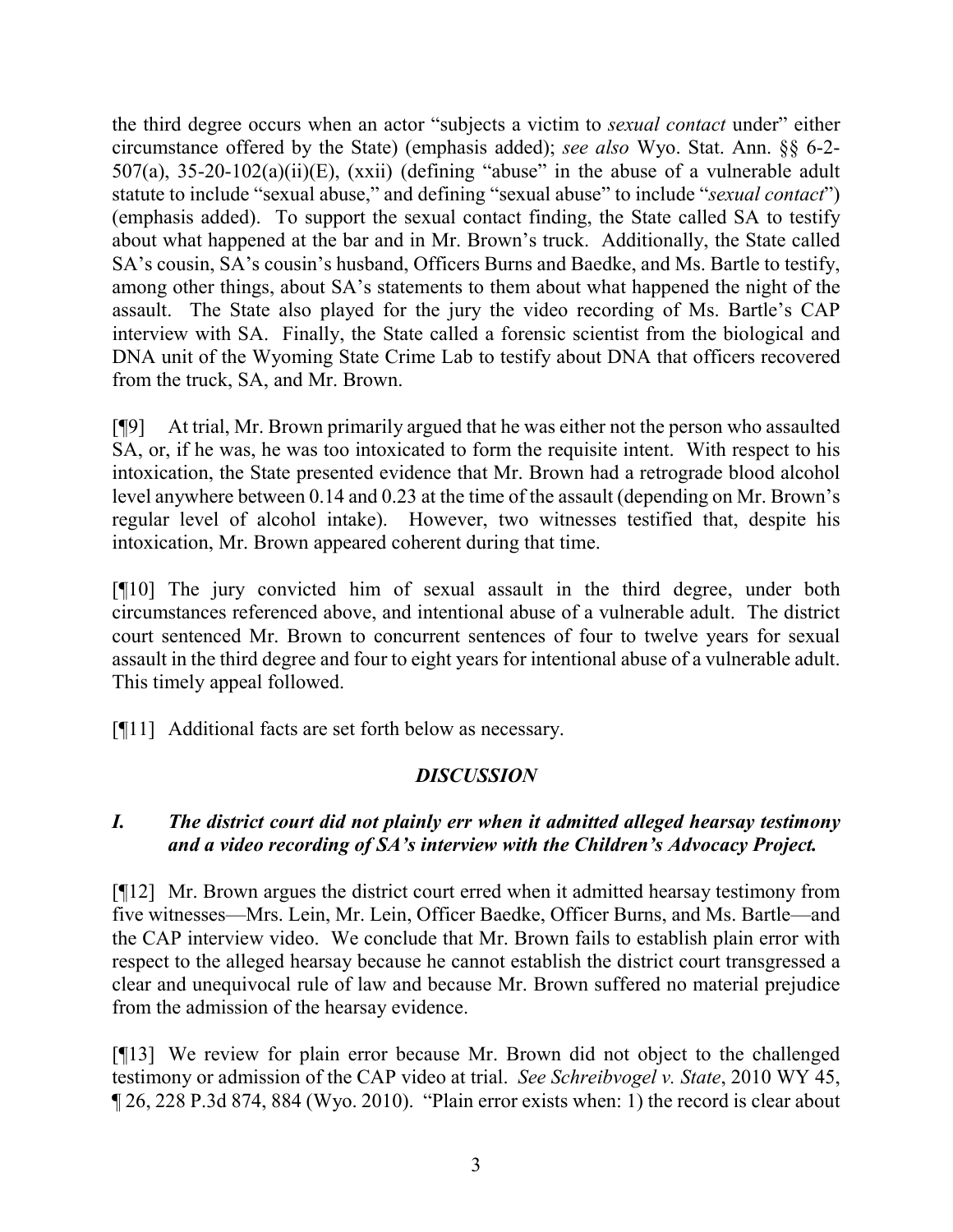the third degree occurs when an actor "subjects a victim to *sexual contact* under" either circumstance offered by the State) (emphasis added); *see also* Wyo. Stat. Ann. §§ 6-2-507(a), 35-20-102(a)(ii)(E), (xxii) (defining "abuse" in the abuse of a vulnerable adult statute to include "sexual abuse," and defining "sexual abuse" to include "*sexual contact*") (emphasis added). To support the sexual contact finding, the State called SA to testify about what happened at the bar and in Mr. Brown's truck. Additionally, the State called SA's cousin, SA's cousin's husband, Officers Burns and Baedke, and Ms. Bartle to testify, among other things, about SA's statements to them about what happened the night of the assault. The State also played for the jury the video recording of Ms. Bartle's CAP interview with SA. Finally, the State called a forensic scientist from the biological and DNA unit of the Wyoming State Crime Lab to testify about DNA that officers recovered from the truck, SA, and Mr. Brown.

[¶9] At trial, Mr. Brown primarily argued that he was either not the person who assaulted SA, or, if he was, he was too intoxicated to form the requisite intent. With respect to his intoxication, the State presented evidence that Mr. Brown had a retrograde blood alcohol level anywhere between 0.14 and 0.23 at the time of the assault (depending on Mr. Brown's regular level of alcohol intake). However, two witnesses testified that, despite his intoxication, Mr. Brown appeared coherent during that time.

[¶10] The jury convicted him of sexual assault in the third degree, under both circumstances referenced above, and intentional abuse of a vulnerable adult. The district court sentenced Mr. Brown to concurrent sentences of four to twelve years for sexual assault in the third degree and four to eight years for intentional abuse of a vulnerable adult. This timely appeal followed.

[¶11] Additional facts are set forth below as necessary.

## *DISCUSSION*

### *I. The district court did not plainly err when it admitted alleged hearsay testimony and a video recording of SA's interview with the Children's Advocacy Project.*

[¶12] Mr. Brown argues the district court erred when it admitted hearsay testimony from five witnesses—Mrs. Lein, Mr. Lein, Officer Baedke, Officer Burns, and Ms. Bartle—and the CAP interview video. We conclude that Mr. Brown fails to establish plain error with respect to the alleged hearsay because he cannot establish the district court transgressed a clear and unequivocal rule of law and because Mr. Brown suffered no material prejudice from the admission of the hearsay evidence.

[¶13] We review for plain error because Mr. Brown did not object to the challenged testimony or admission of the CAP video at trial. *See Schreibvogel v. State*, 2010 WY 45, ¶ 26, 228 P.3d 874, 884 (Wyo. 2010). "Plain error exists when: 1) the record is clear about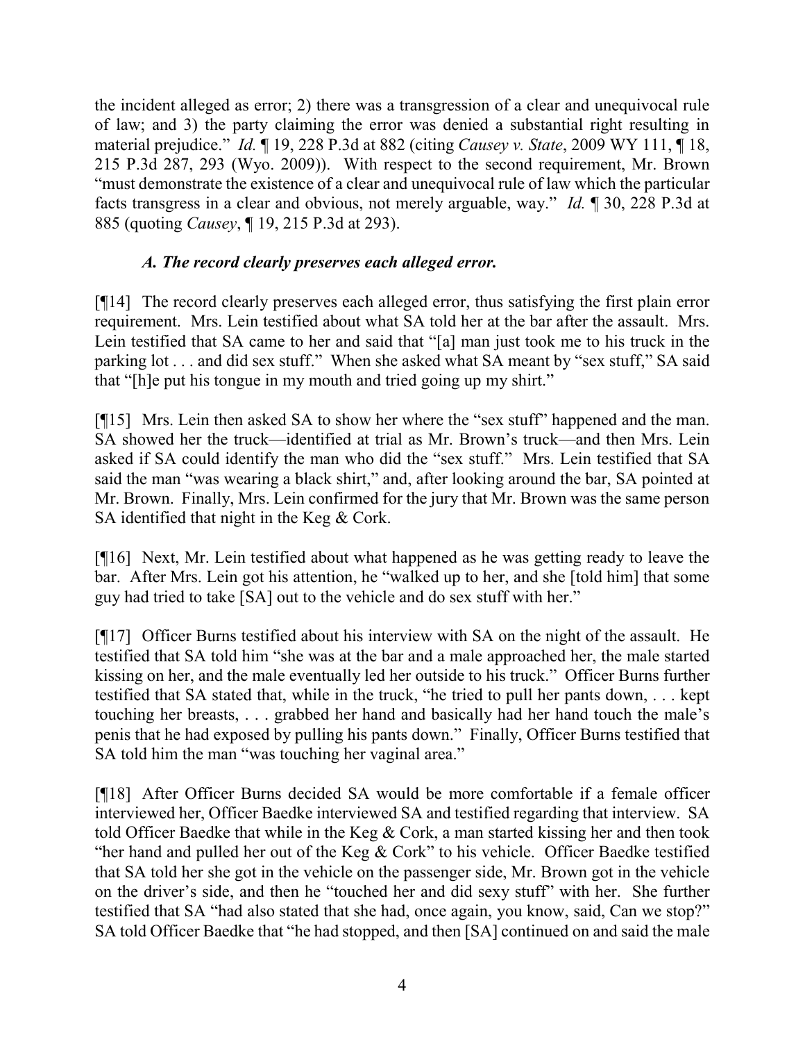the incident alleged as error; 2) there was a transgression of a clear and unequivocal rule of law; and 3) the party claiming the error was denied a substantial right resulting in material prejudice." *Id.* ¶ 19, 228 P.3d at 882 (citing *Causey v. State*, 2009 WY 111, ¶ 18, 215 P.3d 287, 293 (Wyo. 2009)). With respect to the second requirement, Mr. Brown "must demonstrate the existence of a clear and unequivocal rule of law which the particular facts transgress in a clear and obvious, not merely arguable, way." *Id.* ¶ 30, 228 P.3d at 885 (quoting *Causey*, ¶ 19, 215 P.3d at 293).

### *A. The record clearly preserves each alleged error.*

[¶14] The record clearly preserves each alleged error, thus satisfying the first plain error requirement. Mrs. Lein testified about what SA told her at the bar after the assault. Mrs. Lein testified that SA came to her and said that "[a] man just took me to his truck in the parking lot . . . and did sex stuff." When she asked what SA meant by "sex stuff," SA said that "[h]e put his tongue in my mouth and tried going up my shirt."

[¶15] Mrs. Lein then asked SA to show her where the "sex stuff" happened and the man. SA showed her the truck—identified at trial as Mr. Brown's truck—and then Mrs. Lein asked if SA could identify the man who did the "sex stuff." Mrs. Lein testified that SA said the man "was wearing a black shirt," and, after looking around the bar, SA pointed at Mr. Brown. Finally, Mrs. Lein confirmed for the jury that Mr. Brown was the same person SA identified that night in the Keg & Cork.

[¶16] Next, Mr. Lein testified about what happened as he was getting ready to leave the bar. After Mrs. Lein got his attention, he "walked up to her, and she [told him] that some guy had tried to take [SA] out to the vehicle and do sex stuff with her."

[¶17] Officer Burns testified about his interview with SA on the night of the assault. He testified that SA told him "she was at the bar and a male approached her, the male started kissing on her, and the male eventually led her outside to his truck." Officer Burns further testified that SA stated that, while in the truck, "he tried to pull her pants down, . . . kept touching her breasts, . . . grabbed her hand and basically had her hand touch the male's penis that he had exposed by pulling his pants down." Finally, Officer Burns testified that SA told him the man "was touching her vaginal area."

[¶18] After Officer Burns decided SA would be more comfortable if a female officer interviewed her, Officer Baedke interviewed SA and testified regarding that interview. SA told Officer Baedke that while in the Keg & Cork, a man started kissing her and then took "her hand and pulled her out of the Keg & Cork" to his vehicle. Officer Baedke testified that SA told her she got in the vehicle on the passenger side, Mr. Brown got in the vehicle on the driver's side, and then he "touched her and did sexy stuff" with her. She further testified that SA "had also stated that she had, once again, you know, said, Can we stop?" SA told Officer Baedke that "he had stopped, and then [SA] continued on and said the male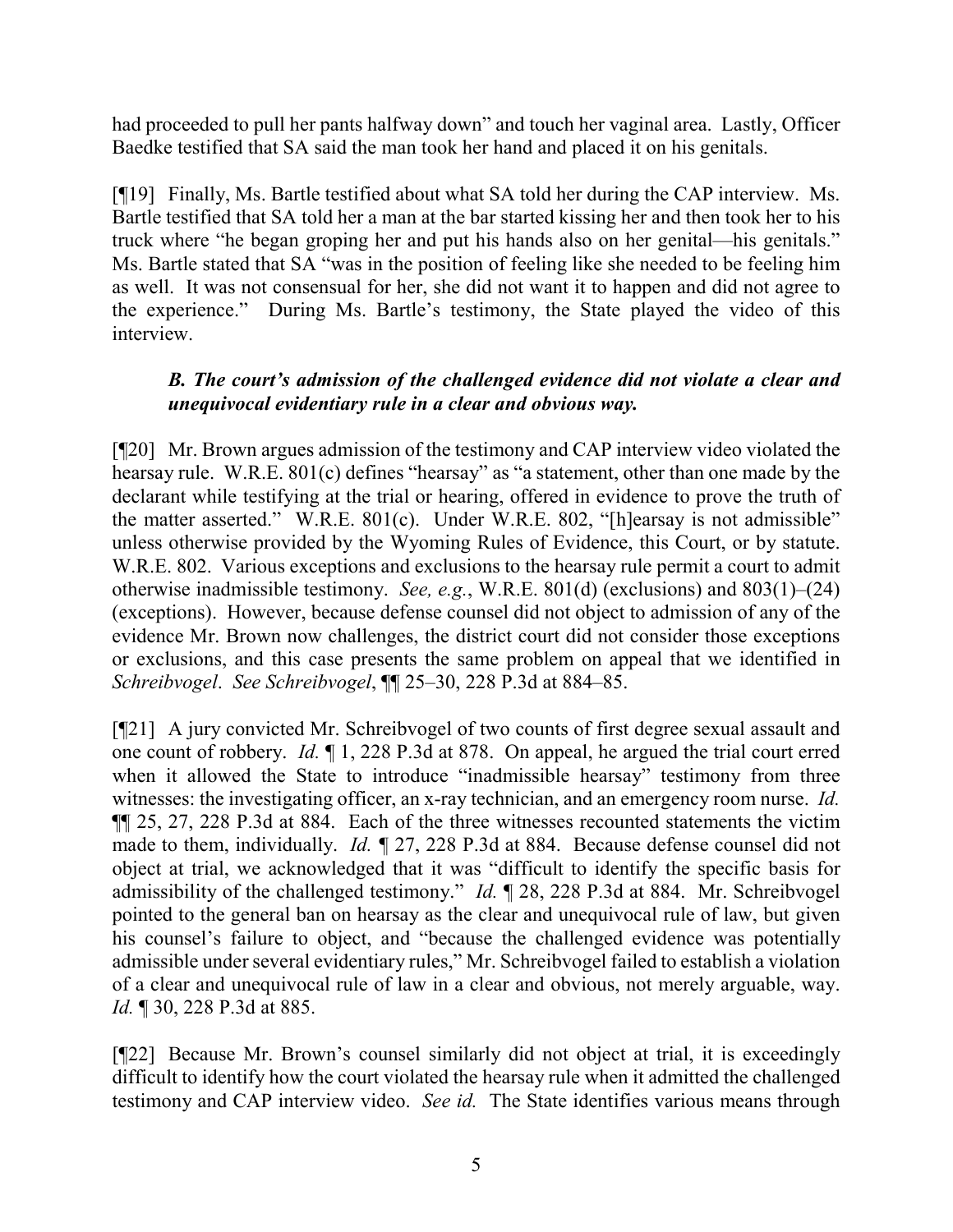had proceeded to pull her pants halfway down" and touch her vaginal area. Lastly, Officer Baedke testified that SA said the man took her hand and placed it on his genitals.

[¶19] Finally, Ms. Bartle testified about what SA told her during the CAP interview. Ms. Bartle testified that SA told her a man at the bar started kissing her and then took her to his truck where "he began groping her and put his hands also on her genital—his genitals." Ms. Bartle stated that SA "was in the position of feeling like she needed to be feeling him as well. It was not consensual for her, she did not want it to happen and did not agree to the experience." During Ms. Bartle's testimony, the State played the video of this interview.

### *B. The court's admission of the challenged evidence did not violate a clear and unequivocal evidentiary rule in a clear and obvious way.*

[¶20] Mr. Brown argues admission of the testimony and CAP interview video violated the hearsay rule. W.R.E. 801(c) defines "hearsay" as "a statement, other than one made by the declarant while testifying at the trial or hearing, offered in evidence to prove the truth of the matter asserted." W.R.E. 801(c). Under W.R.E. 802, "[h]earsay is not admissible" unless otherwise provided by the Wyoming Rules of Evidence, this Court, or by statute. W.R.E. 802. Various exceptions and exclusions to the hearsay rule permit a court to admit otherwise inadmissible testimony. *See, e.g.*, W.R.E. 801(d) (exclusions) and 803(1)–(24) (exceptions). However, because defense counsel did not object to admission of any of the evidence Mr. Brown now challenges, the district court did not consider those exceptions or exclusions, and this case presents the same problem on appeal that we identified in *Schreibvogel*. *See Schreibvogel*, ¶¶ 25–30, 228 P.3d at 884–85.

[¶21] A jury convicted Mr. Schreibvogel of two counts of first degree sexual assault and one count of robbery. *Id.* ¶ 1, 228 P.3d at 878. On appeal, he argued the trial court erred when it allowed the State to introduce "inadmissible hearsay" testimony from three witnesses: the investigating officer, an x-ray technician, and an emergency room nurse. *Id.* ¶¶ 25, 27, 228 P.3d at 884. Each of the three witnesses recounted statements the victim made to them, individually. *Id.* ¶ 27, 228 P.3d at 884. Because defense counsel did not object at trial, we acknowledged that it was "difficult to identify the specific basis for admissibility of the challenged testimony." *Id.* ¶ 28, 228 P.3d at 884. Mr. Schreibvogel pointed to the general ban on hearsay as the clear and unequivocal rule of law, but given his counsel's failure to object, and "because the challenged evidence was potentially admissible under several evidentiary rules," Mr. Schreibvogel failed to establish a violation of a clear and unequivocal rule of law in a clear and obvious, not merely arguable, way. *Id.* ¶ 30, 228 P.3d at 885.

[¶22] Because Mr. Brown's counsel similarly did not object at trial, it is exceedingly difficult to identify how the court violated the hearsay rule when it admitted the challenged testimony and CAP interview video. *See id.* The State identifies various means through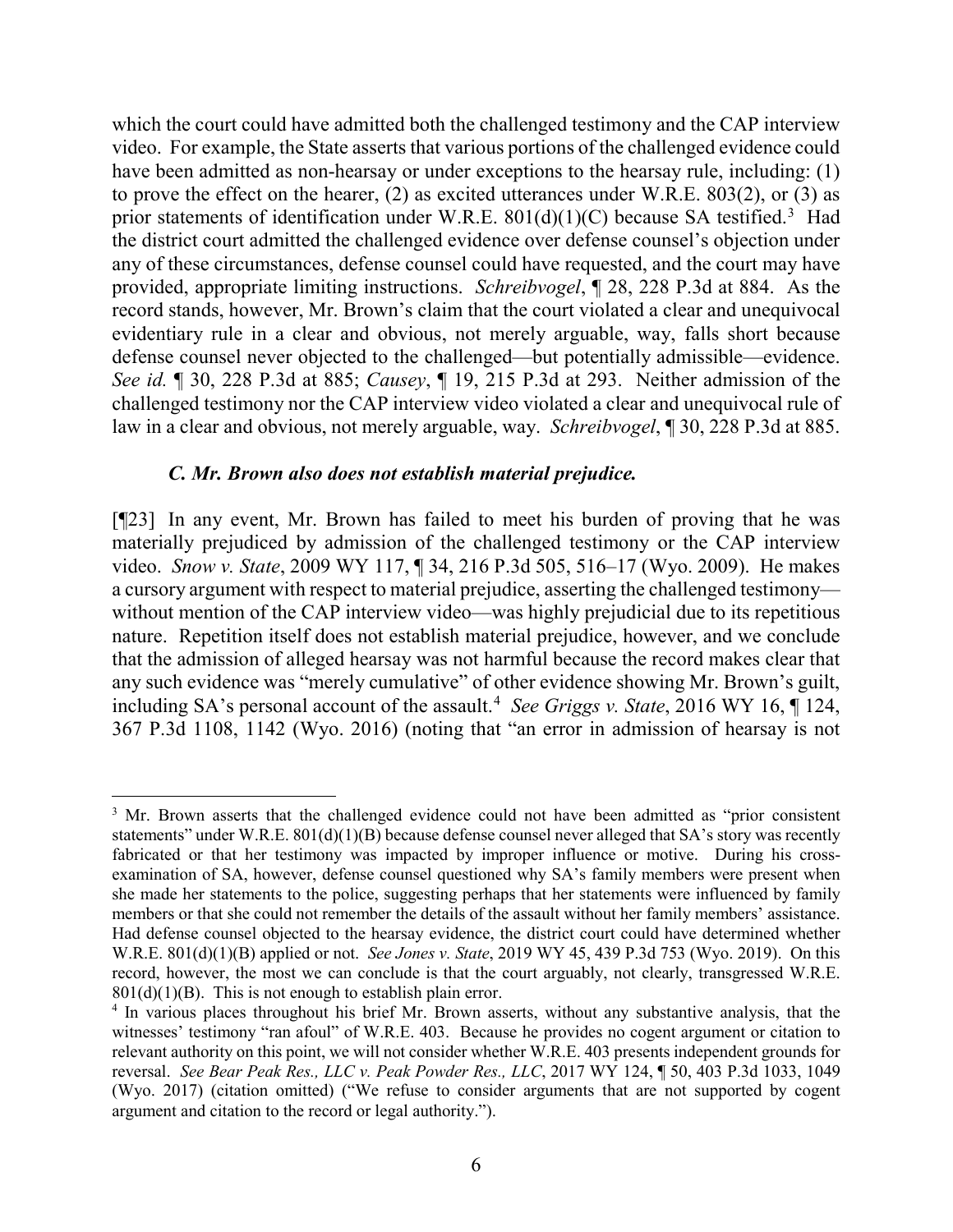which the court could have admitted both the challenged testimony and the CAP interview video. For example, the State asserts that various portions of the challenged evidence could have been admitted as non-hearsay or under exceptions to the hearsay rule, including: (1) to prove the effect on the hearer, (2) as excited utterances under W.R.E. 803(2), or (3) as prior statements of identification under W.R.E. 801(d)(1)(C) because SA testified.[3] Had the district court admitted the challenged evidence over defense counsel's objection under any of these circumstances, defense counsel could have requested, and the court may have provided, appropriate limiting instructions. *Schreibvogel*, ¶ 28, 228 P.3d at 884. As the record stands, however, Mr. Brown's claim that the court violated a clear and unequivocal evidentiary rule in a clear and obvious, not merely arguable, way, falls short because defense counsel never objected to the challenged—but potentially admissible—evidence. *See id.* ¶ 30, 228 P.3d at 885; *Causey*, ¶ 19, 215 P.3d at 293. Neither admission of the challenged testimony nor the CAP interview video violated a clear and unequivocal rule of law in a clear and obvious, not merely arguable, way. *Schreibvogel*, ¶ 30, 228 P.3d at 885.

### *C. Mr. Brown also does not establish material prejudice.*

[¶23] In any event, Mr. Brown has failed to meet his burden of proving that he was materially prejudiced by admission of the challenged testimony or the CAP interview video. *Snow v. State*, 2009 WY 117, ¶ 34, 216 P.3d 505, 516–17 (Wyo. 2009). He makes a cursory argument with respect to material prejudice, asserting the challenged testimony—without mention of the CAP interview video—was highly prejudicial due to its repetitious nature. Repetition itself does not establish material prejudice, however, and we conclude that the admission of alleged hearsay was not harmful because the record makes clear that any such evidence was "merely cumulative" of other evidence showing Mr. Brown's guilt, including SA's personal account of the assault.[4] *See Griggs v. State*, 2016 WY 16, ¶ 124, 367 P.3d 1108, 1142 (Wyo. 2016) (noting that "an error in admission of hearsay is not

---

[3] Mr. Brown asserts that the challenged evidence could not have been admitted as "prior consistent statements" under W.R.E. 801(d)(1)(B) because defense counsel never alleged that SA's story was recently fabricated or that her testimony was impacted by improper influence or motive. During his cross-examination of SA, however, defense counsel questioned why SA's family members were present when she made her statements to the police, suggesting perhaps that her statements were influenced by family members or that she could not remember the details of the assault without her family members' assistance. Had defense counsel objected to the hearsay evidence, the district court could have determined whether W.R.E. 801(d)(1)(B) applied or not. *See Jones v. State*, 2019 WY 45, 439 P.3d 753 (Wyo. 2019). On this record, however, the most we can conclude is that the court arguably, not clearly, transgressed W.R.E. 801(d)(1)(B). This is not enough to establish plain error.

[4] In various places throughout his brief Mr. Brown asserts, without any substantive analysis, that the witnesses' testimony "ran afoul" of W.R.E. 403. Because he provides no cogent argument or citation to relevant authority on this point, we will not consider whether W.R.E. 403 presents independent grounds for reversal. *See Bear Peak Res., LLC v. Peak Powder Res., LLC*, 2017 WY 124, ¶ 50, 403 P.3d 1033, 1049 (Wyo. 2017) (citation omitted) ("We refuse to consider arguments that are not supported by cogent argument and citation to the record or legal authority.").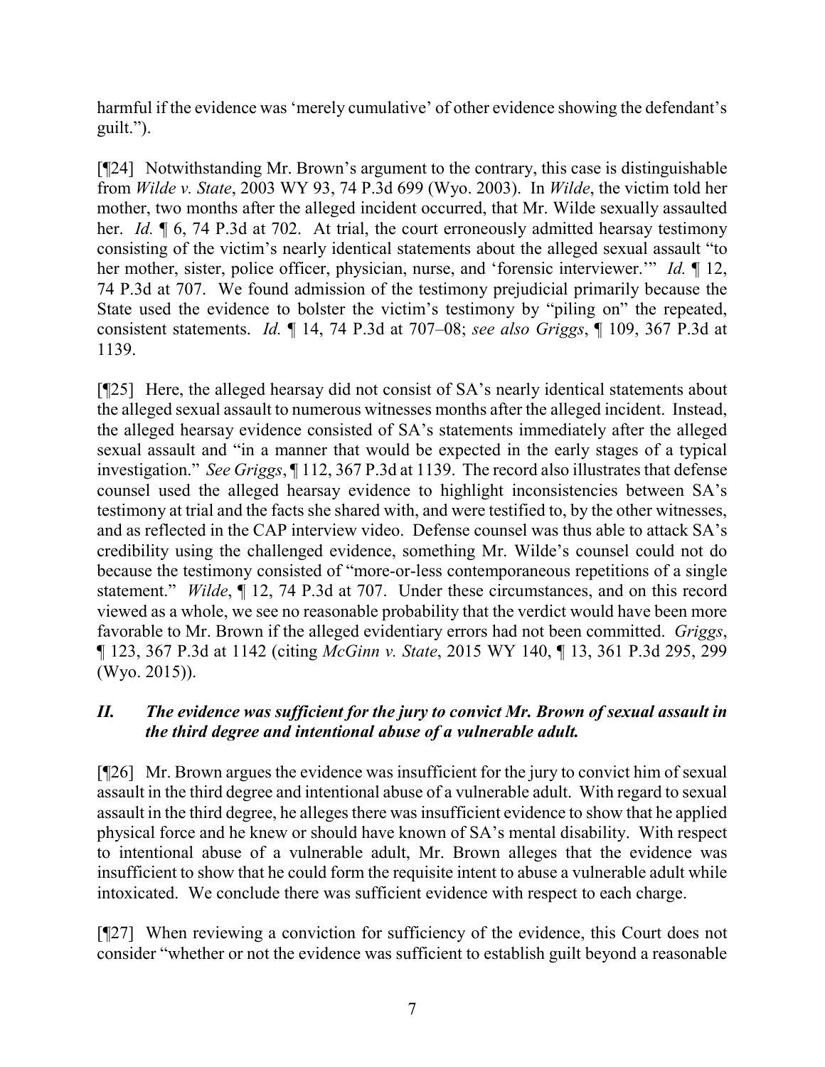harmful if the evidence was 'merely cumulative' of other evidence showing the defendant's guilt.").

[¶24] Notwithstanding Mr. Brown's argument to the contrary, this case is distinguishable from *Wilde v. State*, 2003 WY 93, 74 P.3d 699 (Wyo. 2003). In *Wilde*, the victim told her mother, two months after the alleged incident occurred, that Mr. Wilde sexually assaulted her. *Id.* ¶ 6, 74 P.3d at 702. At trial, the court erroneously admitted hearsay testimony consisting of the victim's nearly identical statements about the alleged sexual assault "to her mother, sister, police officer, physician, nurse, and 'forensic interviewer.'" *Id.* ¶ 12, 74 P.3d at 707. We found admission of the testimony prejudicial primarily because the State used the evidence to bolster the victim's testimony by "piling on" the repeated, consistent statements. *Id.* ¶ 14, 74 P.3d at 707–08; *see also Griggs*, ¶ 109, 367 P.3d at 1139.

[¶25] Here, the alleged hearsay did not consist of SA's nearly identical statements about the alleged sexual assault to numerous witnesses months after the alleged incident. Instead, the alleged hearsay evidence consisted of SA's statements immediately after the alleged sexual assault and "in a manner that would be expected in the early stages of a typical investigation." *See Griggs*, ¶ 112, 367 P.3d at 1139. The record also illustrates that defense counsel used the alleged hearsay evidence to highlight inconsistencies between SA's testimony at trial and the facts she shared with, and were testified to, by the other witnesses, and as reflected in the CAP interview video. Defense counsel was thus able to attack SA's credibility using the challenged evidence, something Mr. Wilde's counsel could not do because the testimony consisted of "more-or-less contemporaneous repetitions of a single statement." *Wilde*, ¶ 12, 74 P.3d at 707. Under these circumstances, and on this record viewed as a whole, we see no reasonable probability that the verdict would have been more favorable to Mr. Brown if the alleged evidentiary errors had not been committed. *Griggs*, ¶ 123, 367 P.3d at 1142 (citing *McGinn v. State*, 2015 WY 140, ¶ 13, 361 P.3d 295, 299 (Wyo. 2015)).

## *II. The evidence was sufficient for the jury to convict Mr. Brown of sexual assault in the third degree and intentional abuse of a vulnerable adult.*

[¶26] Mr. Brown argues the evidence was insufficient for the jury to convict him of sexual assault in the third degree and intentional abuse of a vulnerable adult. With regard to sexual assault in the third degree, he alleges there was insufficient evidence to show that he applied physical force and he knew or should have known of SA's mental disability. With respect to intentional abuse of a vulnerable adult, Mr. Brown alleges that the evidence was insufficient to show that he could form the requisite intent to abuse a vulnerable adult while intoxicated. We conclude there was sufficient evidence with respect to each charge.

[¶27] When reviewing a conviction for sufficiency of the evidence, this Court does not consider "whether or not the evidence was sufficient to establish guilt beyond a reasonable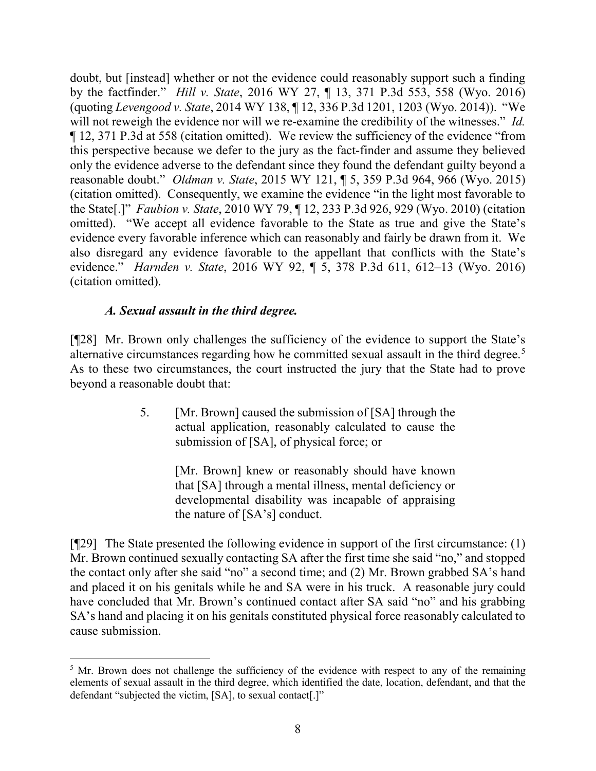doubt, but [instead] whether or not the evidence could reasonably support such a finding by the factfinder." *Hill v. State*, 2016 WY 27, ¶ 13, 371 P.3d 553, 558 (Wyo. 2016) (quoting *Levengood v. State*, 2014 WY 138, ¶ 12, 336 P.3d 1201, 1203 (Wyo. 2014)). "We will not reweigh the evidence nor will we re-examine the credibility of the witnesses." *Id.* ¶ 12, 371 P.3d at 558 (citation omitted). We review the sufficiency of the evidence "from this perspective because we defer to the jury as the fact-finder and assume they believed only the evidence adverse to the defendant since they found the defendant guilty beyond a reasonable doubt." *Oldman v. State*, 2015 WY 121, ¶ 5, 359 P.3d 964, 966 (Wyo. 2015) (citation omitted). Consequently, we examine the evidence "in the light most favorable to the State[.]" *Faubion v. State*, 2010 WY 79, ¶ 12, 233 P.3d 926, 929 (Wyo. 2010) (citation omitted). "We accept all evidence favorable to the State as true and give the State's evidence every favorable inference which can reasonably and fairly be drawn from it. We also disregard any evidence favorable to the appellant that conflicts with the State's evidence." *Harnden v. State*, 2016 WY 92, ¶ 5, 378 P.3d 611, 612–13 (Wyo. 2016) (citation omitted).

### *A. Sexual assault in the third degree.*

[¶28] Mr. Brown only challenges the sufficiency of the evidence to support the State's alternative circumstances regarding how he committed sexual assault in the third degree.[5] As to these two circumstances, the court instructed the jury that the State had to prove beyond a reasonable doubt that:

> 5. [Mr. Brown] caused the submission of [SA] through the actual application, reasonably calculated to cause the submission of [SA], of physical force; or
>
> [Mr. Brown] knew or reasonably should have known that [SA] through a mental illness, mental deficiency or developmental disability was incapable of appraising the nature of [SA's] conduct.

[¶29] The State presented the following evidence in support of the first circumstance: (1) Mr. Brown continued sexually contacting SA after the first time she said "no," and stopped the contact only after she said "no" a second time; and (2) Mr. Brown grabbed SA's hand and placed it on his genitals while he and SA were in his truck. A reasonable jury could have concluded that Mr. Brown's continued contact after SA said "no" and his grabbing SA's hand and placing it on his genitals constituted physical force reasonably calculated to cause submission.

---

[5] Mr. Brown does not challenge the sufficiency of the evidence with respect to any of the remaining elements of sexual assault in the third degree, which identified the date, location, defendant, and that the defendant "subjected the victim, [SA], to sexual contact[.]"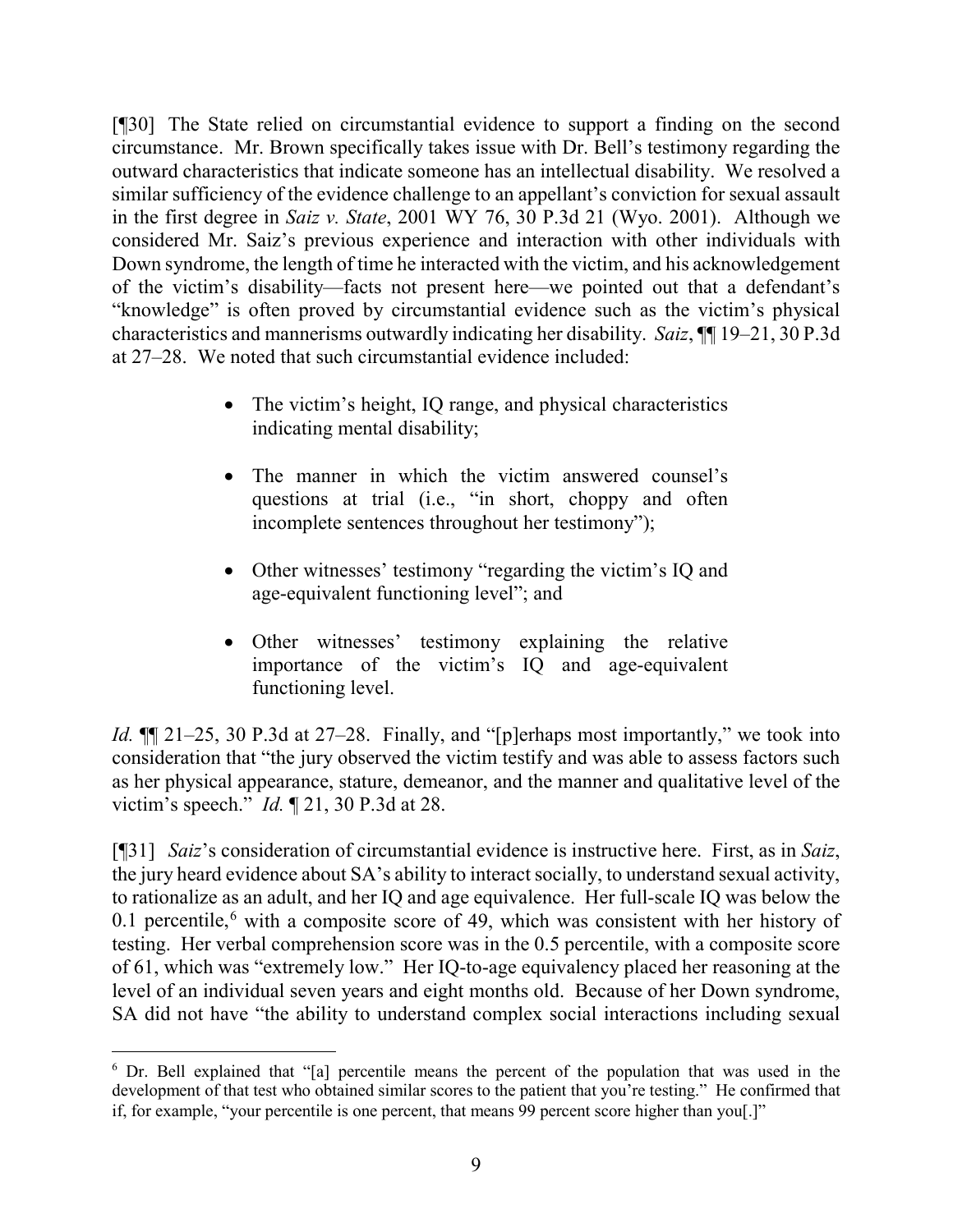[¶30] The State relied on circumstantial evidence to support a finding on the second circumstance. Mr. Brown specifically takes issue with Dr. Bell's testimony regarding the outward characteristics that indicate someone has an intellectual disability. We resolved a similar sufficiency of the evidence challenge to an appellant's conviction for sexual assault in the first degree in *Saiz v. State*, 2001 WY 76, 30 P.3d 21 (Wyo. 2001). Although we considered Mr. Saiz's previous experience and interaction with other individuals with Down syndrome, the length of time he interacted with the victim, and his acknowledgement of the victim's disability—facts not present here—we pointed out that a defendant's "knowledge" is often proved by circumstantial evidence such as the victim's physical characteristics and mannerisms outwardly indicating her disability. *Saiz*, ¶¶ 19–21, 30 P.3d at 27–28. We noted that such circumstantial evidence included:

- The victim's height, IQ range, and physical characteristics indicating mental disability;
- The manner in which the victim answered counsel's questions at trial (i.e., "in short, choppy and often incomplete sentences throughout her testimony");
- Other witnesses' testimony "regarding the victim's IQ and age-equivalent functioning level"; and
- Other witnesses' testimony explaining the relative importance of the victim's IQ and age-equivalent functioning level.

*Id.* ¶¶ 21–25, 30 P.3d at 27–28. Finally, and "[p]erhaps most importantly," we took into consideration that "the jury observed the victim testify and was able to assess factors such as her physical appearance, stature, demeanor, and the manner and qualitative level of the victim's speech." *Id.* ¶ 21, 30 P.3d at 28.

[¶31] *Saiz*'s consideration of circumstantial evidence is instructive here. First, as in *Saiz*, the jury heard evidence about SA's ability to interact socially, to understand sexual activity, to rationalize as an adult, and her IQ and age equivalence. Her full-scale IQ was below the 0.1 percentile,[6] with a composite score of 49, which was consistent with her history of testing. Her verbal comprehension score was in the 0.5 percentile, with a composite score of 61, which was "extremely low." Her IQ-to-age equivalency placed her reasoning at the level of an individual seven years and eight months old. Because of her Down syndrome, SA did not have "the ability to understand complex social interactions including sexual

---

[6] Dr. Bell explained that "[a] percentile means the percent of the population that was used in the development of that test who obtained similar scores to the patient that you're testing." He confirmed that if, for example, "your percentile is one percent, that means 99 percent score higher than you[.]"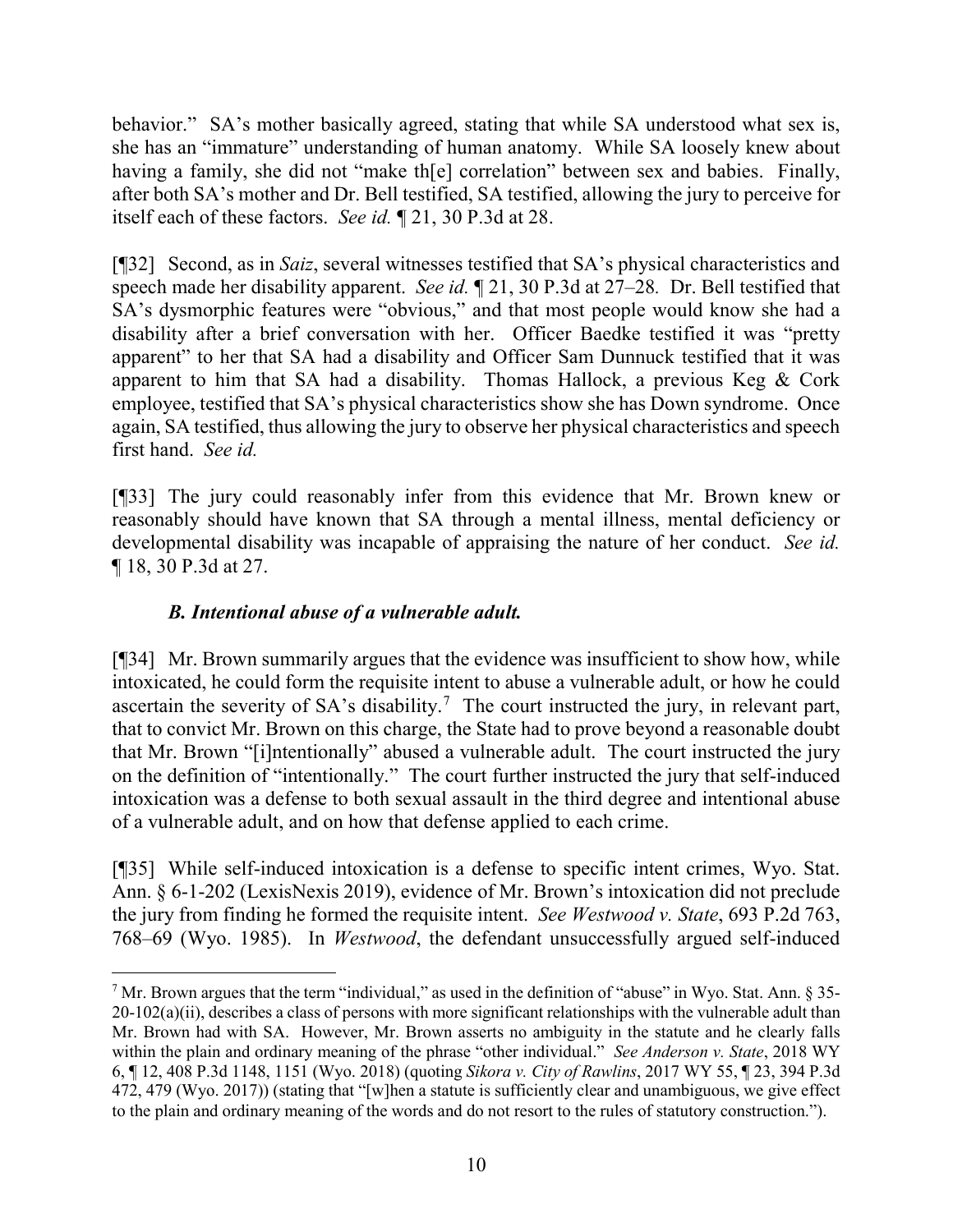behavior." SA's mother basically agreed, stating that while SA understood what sex is, she has an "immature" understanding of human anatomy. While SA loosely knew about having a family, she did not "make th[e] correlation" between sex and babies. Finally, after both SA's mother and Dr. Bell testified, SA testified, allowing the jury to perceive for itself each of these factors. *See id.* ¶ 21, 30 P.3d at 28.

[¶32] Second, as in *Saiz*, several witnesses testified that SA's physical characteristics and speech made her disability apparent. *See id.* ¶ 21, 30 P.3d at 27–28. Dr. Bell testified that SA's dysmorphic features were "obvious," and that most people would know she had a disability after a brief conversation with her. Officer Baedke testified it was "pretty apparent" to her that SA had a disability and Officer Sam Dunnuck testified that it was apparent to him that SA had a disability. Thomas Hallock, a previous Keg & Cork employee, testified that SA's physical characteristics show she has Down syndrome. Once again, SA testified, thus allowing the jury to observe her physical characteristics and speech first hand. *See id.*

[¶33] The jury could reasonably infer from this evidence that Mr. Brown knew or reasonably should have known that SA through a mental illness, mental deficiency or developmental disability was incapable of appraising the nature of her conduct. *See id.* ¶ 18, 30 P.3d at 27.

### *B. Intentional abuse of a vulnerable adult.*

[¶34] Mr. Brown summarily argues that the evidence was insufficient to show how, while intoxicated, he could form the requisite intent to abuse a vulnerable adult, or how he could ascertain the severity of SA's disability.[7] The court instructed the jury, in relevant part, that to convict Mr. Brown on this charge, the State had to prove beyond a reasonable doubt that Mr. Brown "[i]ntentionally" abused a vulnerable adult. The court instructed the jury on the definition of "intentionally." The court further instructed the jury that self-induced intoxication was a defense to both sexual assault in the third degree and intentional abuse of a vulnerable adult, and on how that defense applied to each crime.

[¶35] While self-induced intoxication is a defense to specific intent crimes, Wyo. Stat. Ann. § 6-1-202 (LexisNexis 2019), evidence of Mr. Brown's intoxication did not preclude the jury from finding he formed the requisite intent. *See Westwood v. State*, 693 P.2d 763, 768–69 (Wyo. 1985). In *Westwood*, the defendant unsuccessfully argued self-induced

---

[7] Mr. Brown argues that the term "individual," as used in the definition of "abuse" in Wyo. Stat. Ann. § 35-20-102(a)(ii), describes a class of persons with more significant relationships with the vulnerable adult than Mr. Brown had with SA. However, Mr. Brown asserts no ambiguity in the statute and he clearly falls within the plain and ordinary meaning of the phrase "other individual." *See Anderson v. State*, 2018 WY 6, ¶ 12, 408 P.3d 1148, 1151 (Wyo. 2018) (quoting *Sikora v. City of Rawlins*, 2017 WY 55, ¶ 23, 394 P.3d 472, 479 (Wyo. 2017)) (stating that "[w]hen a statute is sufficiently clear and unambiguous, we give effect to the plain and ordinary meaning of the words and do not resort to the rules of statutory construction.").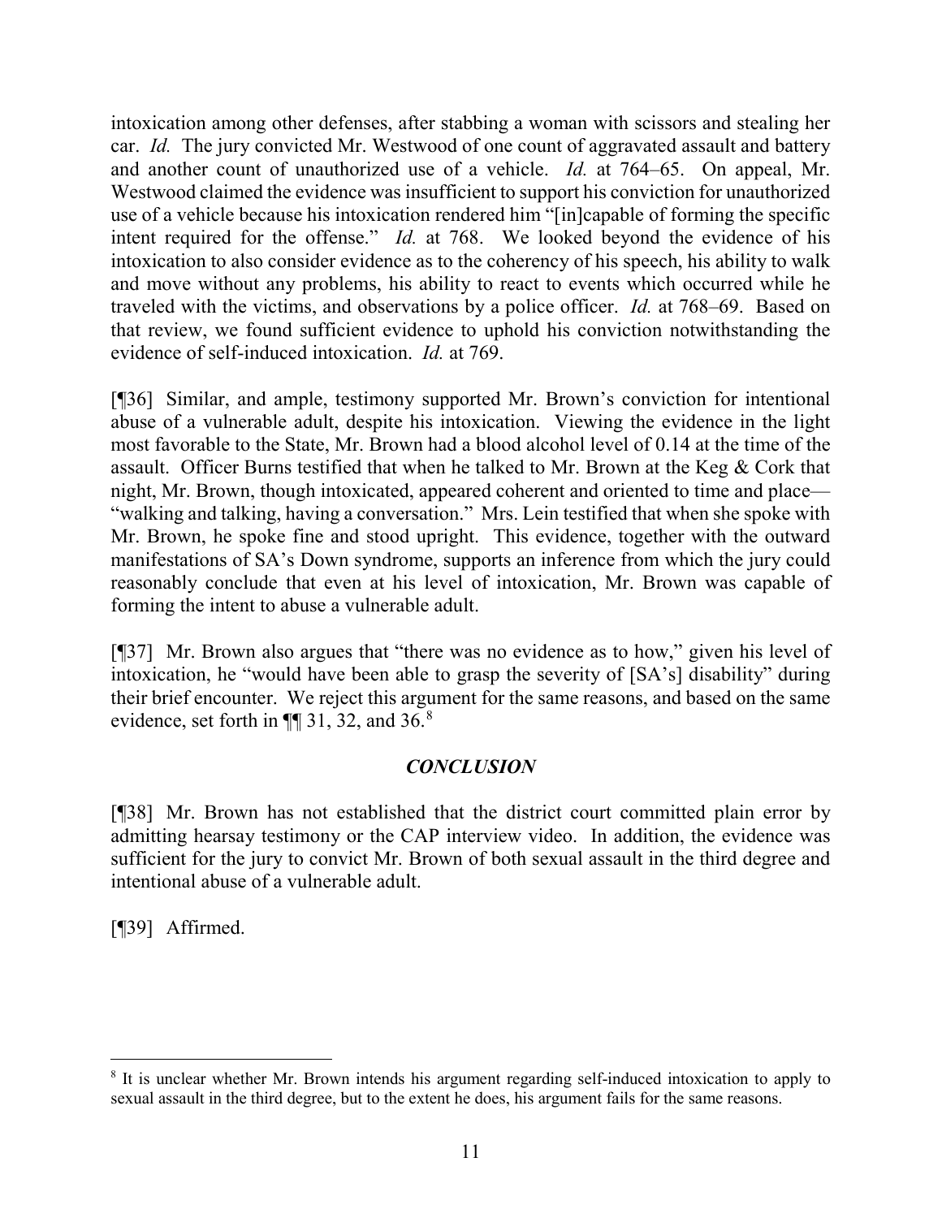intoxication among other defenses, after stabbing a woman with scissors and stealing her car. *Id.* The jury convicted Mr. Westwood of one count of aggravated assault and battery and another count of unauthorized use of a vehicle. *Id.* at 764–65. On appeal, Mr. Westwood claimed the evidence was insufficient to support his conviction for unauthorized use of a vehicle because his intoxication rendered him "[in]capable of forming the specific intent required for the offense." *Id.* at 768. We looked beyond the evidence of his intoxication to also consider evidence as to the coherency of his speech, his ability to walk and move without any problems, his ability to react to events which occurred while he traveled with the victims, and observations by a police officer. *Id.* at 768–69. Based on that review, we found sufficient evidence to uphold his conviction notwithstanding the evidence of self-induced intoxication. *Id.* at 769.

[¶36] Similar, and ample, testimony supported Mr. Brown's conviction for intentional abuse of a vulnerable adult, despite his intoxication. Viewing the evidence in the light most favorable to the State, Mr. Brown had a blood alcohol level of 0.14 at the time of the assault. Officer Burns testified that when he talked to Mr. Brown at the Keg & Cork that night, Mr. Brown, though intoxicated, appeared coherent and oriented to time and place—"walking and talking, having a conversation." Mrs. Lein testified that when she spoke with Mr. Brown, he spoke fine and stood upright. This evidence, together with the outward manifestations of SA's Down syndrome, supports an inference from which the jury could reasonably conclude that even at his level of intoxication, Mr. Brown was capable of forming the intent to abuse a vulnerable adult.

[¶37] Mr. Brown also argues that "there was no evidence as to how," given his level of intoxication, he "would have been able to grasp the severity of [SA's] disability" during their brief encounter. We reject this argument for the same reasons, and based on the same evidence, set forth in ¶¶ 31, 32, and 36.[8]

## *CONCLUSION*

[¶38] Mr. Brown has not established that the district court committed plain error by admitting hearsay testimony or the CAP interview video. In addition, the evidence was sufficient for the jury to convict Mr. Brown of both sexual assault in the third degree and intentional abuse of a vulnerable adult.

[¶39] Affirmed.

---

[8] It is unclear whether Mr. Brown intends his argument regarding self-induced intoxication to apply to sexual assault in the third degree, but to the extent he does, his argument fails for the same reasons.